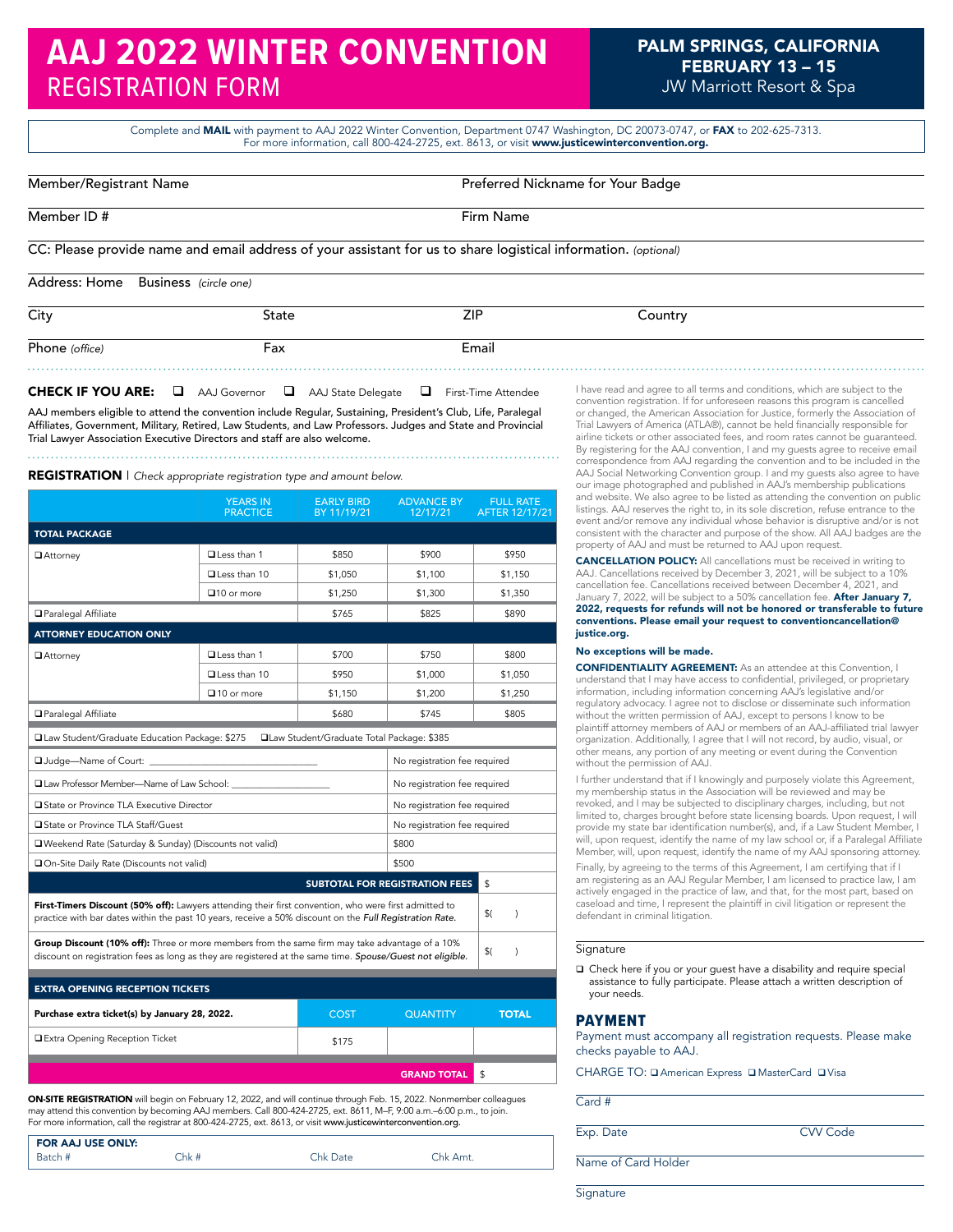# AAJ 2022 WINTER CONVENTION
## REGISTRATION FORM

**PALM SPRINGS, CALIFORNIA**
**FEBRUARY 13 – 15**
JW Marriott Resort & Spa

Complete and **MAIL** with payment to AAJ 2022 Winter Convention, Department 0747 Washington, DC 20073-0747, or **FAX** to 202-625-7313.
For more information, call 800-424-2725, ext. 8613, or visit **www.justicewinterconvention.org.**

Member/Registrant Name

Preferred Nickname for Your Badge

Member ID #

Firm Name

CC: Please provide name and email address of your assistant for us to share logistical information. *(optional)*

Address: Home Business *(circle one)*

City State ZIP Country

Phone *(office)* Fax Email

**CHECK IF YOU ARE:** ❑ AAJ Governor ❑ AAJ State Delegate ❑ First-Time Attendee

AAJ members eligible to attend the convention include Regular, Sustaining, President's Club, Life, Paralegal Affiliates, Government, Military, Retired, Law Students, and Law Professors. Judges and State and Provincial Trial Lawyer Association Executive Directors and staff are also welcome.

**REGISTRATION** | *Check appropriate registration type and amount below.*

| | YEARS IN PRACTICE | EARLY BIRD BY 11/19/21 | ADVANCE BY 12/17/21 | FULL RATE AFTER 12/17/21 |
|---|---|---|---|---|
| **TOTAL PACKAGE** | | | | |
| ❑ Attorney | ❑ Less than 1 | $850 | $900 | $950 |
| | ❑ Less than 10 | $1,050 | $1,100 | $1,150 |
| | ❑ 10 or more | $1,250 | $1,300 | $1,350 |
| ❑ Paralegal Affiliate | | $765 | $825 | $890 |
| **ATTORNEY EDUCATION ONLY** | | | | |
| ❑ Attorney | ❑ Less than 1 | $700 | $750 | $800 |
| | ❑ Less than 10 | $950 | $1,000 | $1,050 |
| | ❑ 10 or more | $1,150 | $1,200 | $1,250 |
| ❑ Paralegal Affiliate | | $680 | $745 | $805 |

| | |
|---|---|
| ❑ Law Student/Graduate Education Package: $275 ❑ Law Student/Graduate Total Package: $385 | |
| ❑ Judge—Name of Court: ____________________ | No registration fee required |
| ❑ Law Professor Member—Name of Law School: ____________________ | No registration fee required |
| ❑ State or Province TLA Executive Director | No registration fee required |
| ❑ State or Province TLA Staff/Guest | No registration fee required |
| ❑ Weekend Rate (Saturday & Sunday) (Discounts not valid) | $800 |
| ❑ On-Site Daily Rate (Discounts not valid) | $500 |
| **SUBTOTAL FOR REGISTRATION FEES** | $ |
| **First-Timers Discount (50% off):** Lawyers attending their first convention, who were first admitted to practice with bar dates within the past 10 years, receive a 50% discount on the *Full Registration Rate.* | $( ) |
| **Group Discount (10% off):** Three or more members from the same firm may take advantage of a 10% discount on registration fees as long as they are registered at the same time. *Spouse/Guest not eligible.* | $( ) |

| **EXTRA OPENING RECEPTION TICKETS** | | | |
|---|---|---|---|
| **Purchase extra ticket(s) by January 28, 2022.** | COST | QUANTITY | TOTAL |
| ❑ Extra Opening Reception Ticket | $175 | | |
| | | **GRAND TOTAL** | $ |

**ON-SITE REGISTRATION** will begin on February 12, 2022, and will continue through Feb. 15, 2022. Nonmember colleagues may attend this convention by becoming AAJ members. Call 800-424-2725, ext. 8611, M–F, 9:00 a.m.–6:00 p.m., to join. For more information, call the registrar at 800-424-2725, ext. 8613, or visit www.justicewinterconvention.org.

**FOR AAJ USE ONLY:**
Batch # Chk # Chk Date Chk Amt.

I have read and agree to all terms and conditions, which are subject to the convention registration. If for unforeseen reasons this program is cancelled or changed, the American Association for Justice, formerly the Association of Trial Lawyers of America (ATLA®), cannot be held financially responsible for airline tickets or other associated fees, and room rates cannot be guaranteed. By registering for the AAJ convention, I and my guests agree to receive email correspondence from AAJ regarding the convention and to be included in the AAJ Social Networking Convention group. I and my guests also agree to have our image photographed and published in AAJ's membership publications and website. We also agree to be listed as attending the convention on public listings. AAJ reserves the right to, in its sole discretion, refuse entrance to the event and/or remove any individual whose behavior is disruptive and/or is not consistent with the character and purpose of the show. All AAJ badges are the property of AAJ and must be returned to AAJ upon request.

**CANCELLATION POLICY:** All cancellations must be received in writing to AAJ. Cancellations received by December 3, 2021, will be subject to a 10% cancellation fee. Cancellations received between December 4, 2021, and January 7, 2022, will be subject to a 50% cancellation fee. **After January 7, 2022, requests for refunds will not be honored or transferable to future conventions. Please email your request to conventioncancellation@justice.org.**

**No exceptions will be made.**

**CONFIDENTIALITY AGREEMENT:** As an attendee at this Convention, I understand that I may have access to confidential, privileged, or proprietary information, including information concerning AAJ's legislative and/or regulatory advocacy. I agree not to disclose or disseminate such information without the written permission of AAJ, except to persons I know to be plaintiff attorney members of AAJ or members of an AAJ-affiliated trial lawyer organization. Additionally, I agree that I will not record, by audio, visual, or other means, any portion of any meeting or event during the Convention without the permission of AAJ.

I further understand that if I knowingly and purposely violate this Agreement, my membership status in the Association will be reviewed and may be revoked, and I may be subjected to disciplinary charges, including, but not limited to, charges brought before state licensing boards. Upon request, I will provide my state bar identification number(s), and, if a Law Student Member, I will, upon request, identify the name of my law school or, if a Paralegal Affiliate Member, will, upon request, identify the name of my AAJ sponsoring attorney.

Finally, by agreeing to the terms of this Agreement, I am certifying that if I am registering as an AAJ Regular Member, I am licensed to practice law, I am actively engaged in the practice of law, and that, for the most part, based on caseload and time, I represent the plaintiff in civil litigation or represent the defendant in criminal litigation.

Signature

❑ Check here if you or your guest have a disability and require special assistance to fully participate. Please attach a written description of your needs.

## PAYMENT

Payment must accompany all registration requests. Please make checks payable to AAJ.

CHARGE TO: ❑ American Express ❑ MasterCard ❑ Visa

Card #

Exp. Date CVV Code

Name of Card Holder

Signature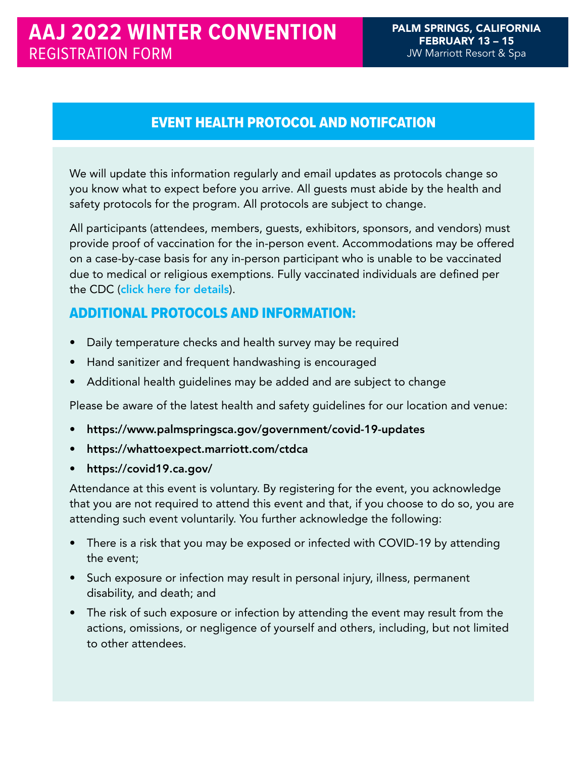# AAJ 2022 WINTER CONVENTION
REGISTRATION FORM

**PALM SPRINGS, CALIFORNIA**
**FEBRUARY 13 – 15**
JW Marriott Resort & Spa

## EVENT HEALTH PROTOCOL AND NOTIFCATION

We will update this information regularly and email updates as protocols change so you know what to expect before you arrive. All guests must abide by the health and safety protocols for the program. All protocols are subject to change.

All participants (attendees, members, guests, exhibitors, sponsors, and vendors) must provide proof of vaccination for the in-person event. Accommodations may be offered on a case-by-case basis for any in-person participant who is unable to be vaccinated due to medical or religious exemptions. Fully vaccinated individuals are defined per the CDC (**click here for details**).

### ADDITIONAL PROTOCOLS AND INFORMATION:

- Daily temperature checks and health survey may be required
- Hand sanitizer and frequent handwashing is encouraged
- Additional health guidelines may be added and are subject to change

Please be aware of the latest health and safety guidelines for our location and venue:

- **https://www.palmspringsca.gov/government/covid-19-updates**
- **https://whattoexpect.marriott.com/ctdca**
- **https://covid19.ca.gov/**

Attendance at this event is voluntary. By registering for the event, you acknowledge that you are not required to attend this event and that, if you choose to do so, you are attending such event voluntarily. You further acknowledge the following:

- There is a risk that you may be exposed or infected with COVID-19 by attending the event;
- Such exposure or infection may result in personal injury, illness, permanent disability, and death; and
- The risk of such exposure or infection by attending the event may result from the actions, omissions, or negligence of yourself and others, including, but not limited to other attendees.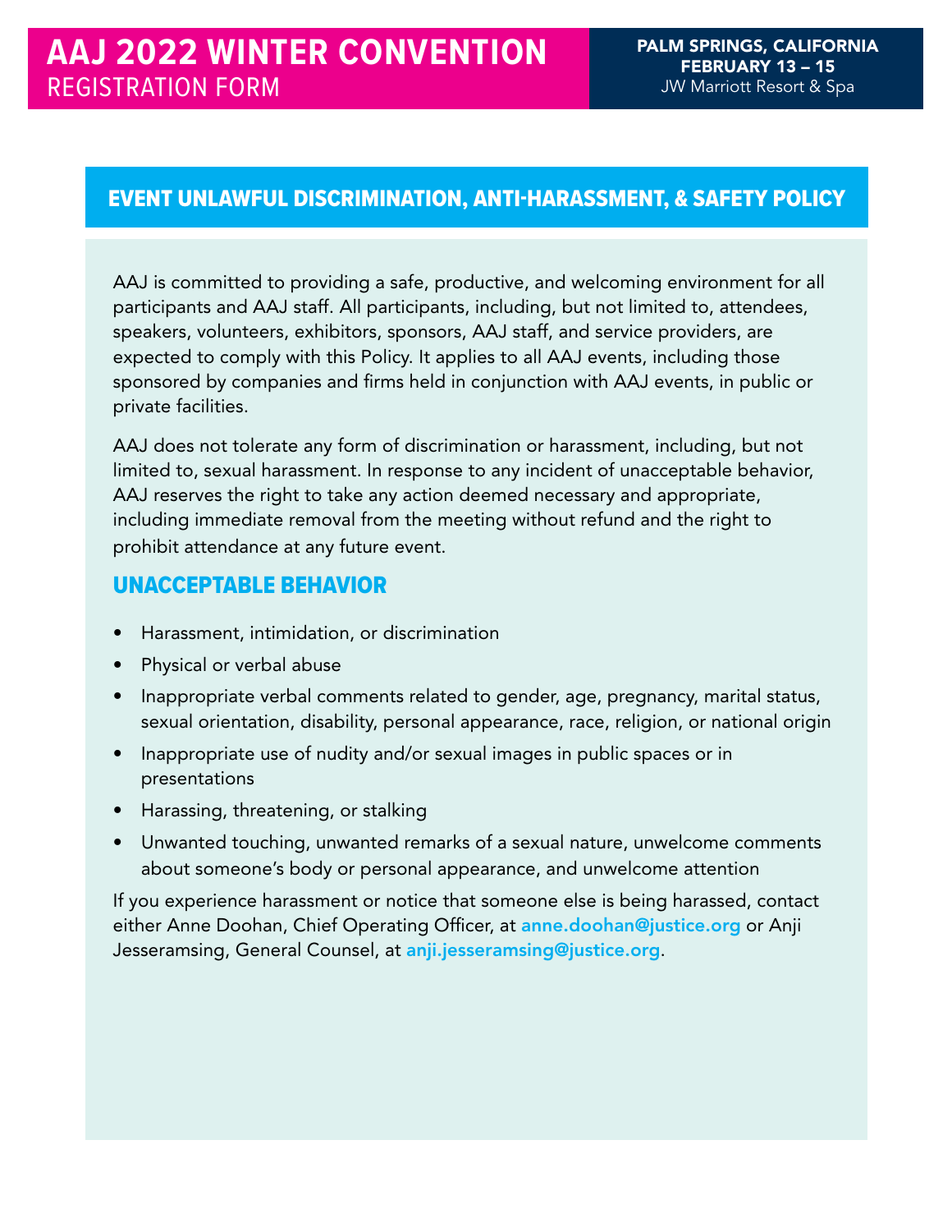# AAJ 2022 WINTER CONVENTION
REGISTRATION FORM

**PALM SPRINGS, CALIFORNIA**
**FEBRUARY 13 – 15**
JW Marriott Resort & Spa

## EVENT UNLAWFUL DISCRIMINATION, ANTI-HARASSMENT, & SAFETY POLICY

AAJ is committed to providing a safe, productive, and welcoming environment for all participants and AAJ staff. All participants, including, but not limited to, attendees, speakers, volunteers, exhibitors, sponsors, AAJ staff, and service providers, are expected to comply with this Policy. It applies to all AAJ events, including those sponsored by companies and firms held in conjunction with AAJ events, in public or private facilities.

AAJ does not tolerate any form of discrimination or harassment, including, but not limited to, sexual harassment. In response to any incident of unacceptable behavior, AAJ reserves the right to take any action deemed necessary and appropriate, including immediate removal from the meeting without refund and the right to prohibit attendance at any future event.

### UNACCEPTABLE BEHAVIOR

- Harassment, intimidation, or discrimination
- Physical or verbal abuse
- Inappropriate verbal comments related to gender, age, pregnancy, marital status, sexual orientation, disability, personal appearance, race, religion, or national origin
- Inappropriate use of nudity and/or sexual images in public spaces or in presentations
- Harassing, threatening, or stalking
- Unwanted touching, unwanted remarks of a sexual nature, unwelcome comments about someone's body or personal appearance, and unwelcome attention

If you experience harassment or notice that someone else is being harassed, contact either Anne Doohan, Chief Operating Officer, at **anne.doohan@justice.org** or Anji Jesseramsing, General Counsel, at **anji.jesseramsing@justice.org**.